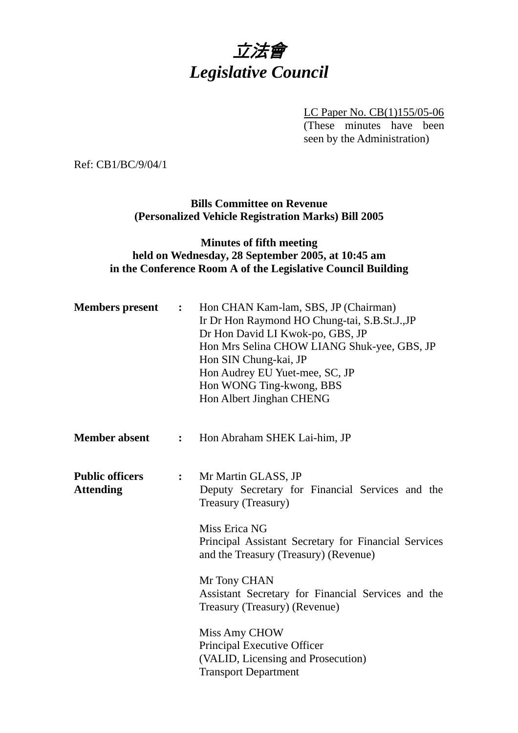# *立法會*
# *Legislative Council*

LC Paper No. CB(1)155/05-06
(These minutes have been seen by the Administration)

Ref: CB1/BC/9/04/1

**Bills Committee on Revenue (Personalized Vehicle Registration Marks) Bill 2005**

**Minutes of fifth meeting held on Wednesday, 28 September 2005, at 10:45 am in the Conference Room A of the Legislative Council Building**

| | | |
|---|---|---|
| **Members present** | : | Hon CHAN Kam-lam, SBS, JP (Chairman)<br>Ir Dr Hon Raymond HO Chung-tai, S.B.St.J.,JP<br>Dr Hon David LI Kwok-po, GBS, JP<br>Hon Mrs Selina CHOW LIANG Shuk-yee, GBS, JP<br>Hon SIN Chung-kai, JP<br>Hon Audrey EU Yuet-mee, SC, JP<br>Hon WONG Ting-kwong, BBS<br>Hon Albert Jinghan CHENG |
| **Member absent** | : | Hon Abraham SHEK Lai-him, JP |
| **Public officers Attending** | : | Mr Martin GLASS, JP<br>Deputy Secretary for Financial Services and the Treasury (Treasury)<br><br>Miss Erica NG<br>Principal Assistant Secretary for Financial Services and the Treasury (Treasury) (Revenue)<br><br>Mr Tony CHAN<br>Assistant Secretary for Financial Services and the Treasury (Treasury) (Revenue)<br><br>Miss Amy CHOW<br>Principal Executive Officer<br>(VALID, Licensing and Prosecution)<br>Transport Department |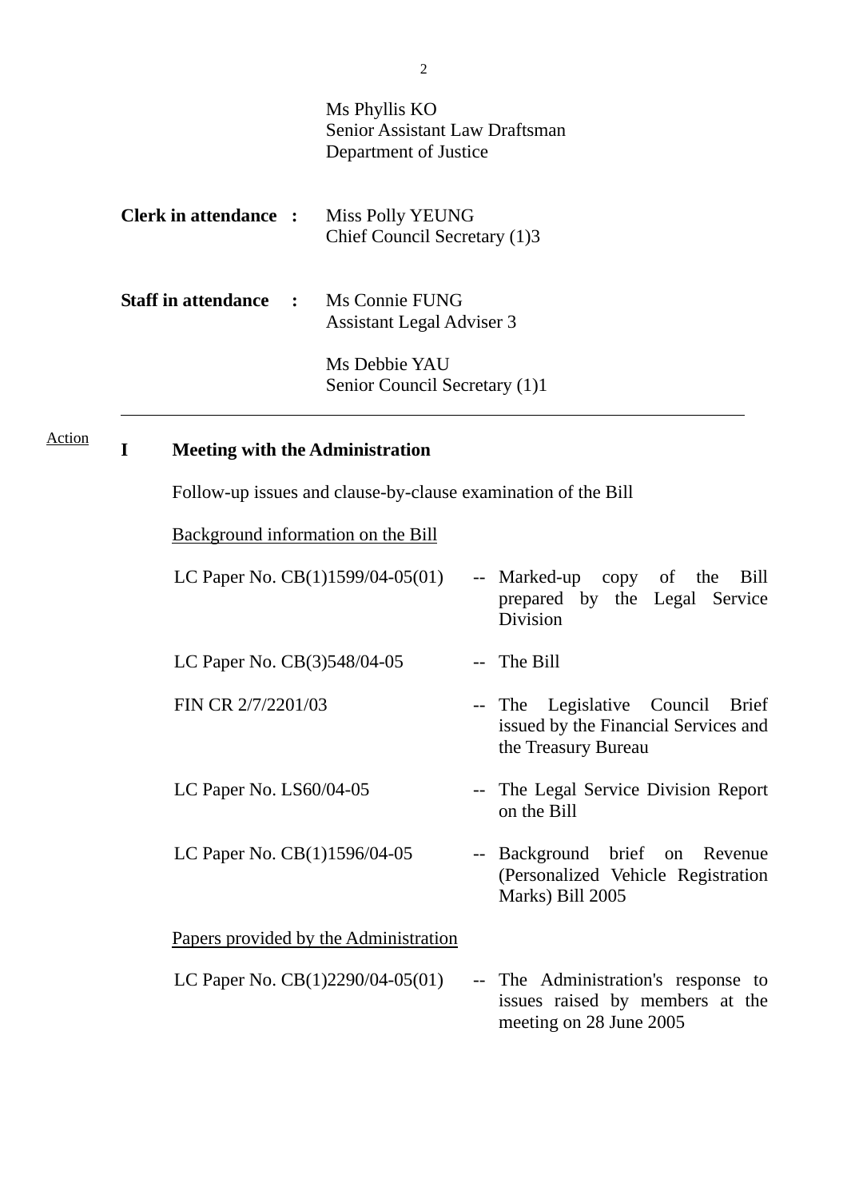Ms Phyllis KO
Senior Assistant Law Draftsman
Department of Justice

**Clerk in attendance :** Miss Polly YEUNG
Chief Council Secretary (1)3

**Staff in attendance :** Ms Connie FUNG
Assistant Legal Adviser 3

Ms Debbie YAU
Senior Council Secretary (1)1

---

Action

## I Meeting with the Administration

Follow-up issues and clause-by-clause examination of the Bill

Background information on the Bill

| | | |
|---|---|---|
| LC Paper No. CB(1)1599/04-05(01) | -- | Marked-up copy of the Bill prepared by the Legal Service Division |
| LC Paper No. CB(3)548/04-05 | -- | The Bill |
| FIN CR 2/7/2201/03 | -- | The Legislative Council Brief issued by the Financial Services and the Treasury Bureau |
| LC Paper No. LS60/04-05 | -- | The Legal Service Division Report on the Bill |
| LC Paper No. CB(1)1596/04-05 | -- | Background brief on Revenue (Personalized Vehicle Registration Marks) Bill 2005 |

Papers provided by the Administration

| | | |
|---|---|---|
| LC Paper No. CB(1)2290/04-05(01) | -- | The Administration's response to issues raised by members at the meeting on 28 June 2005 |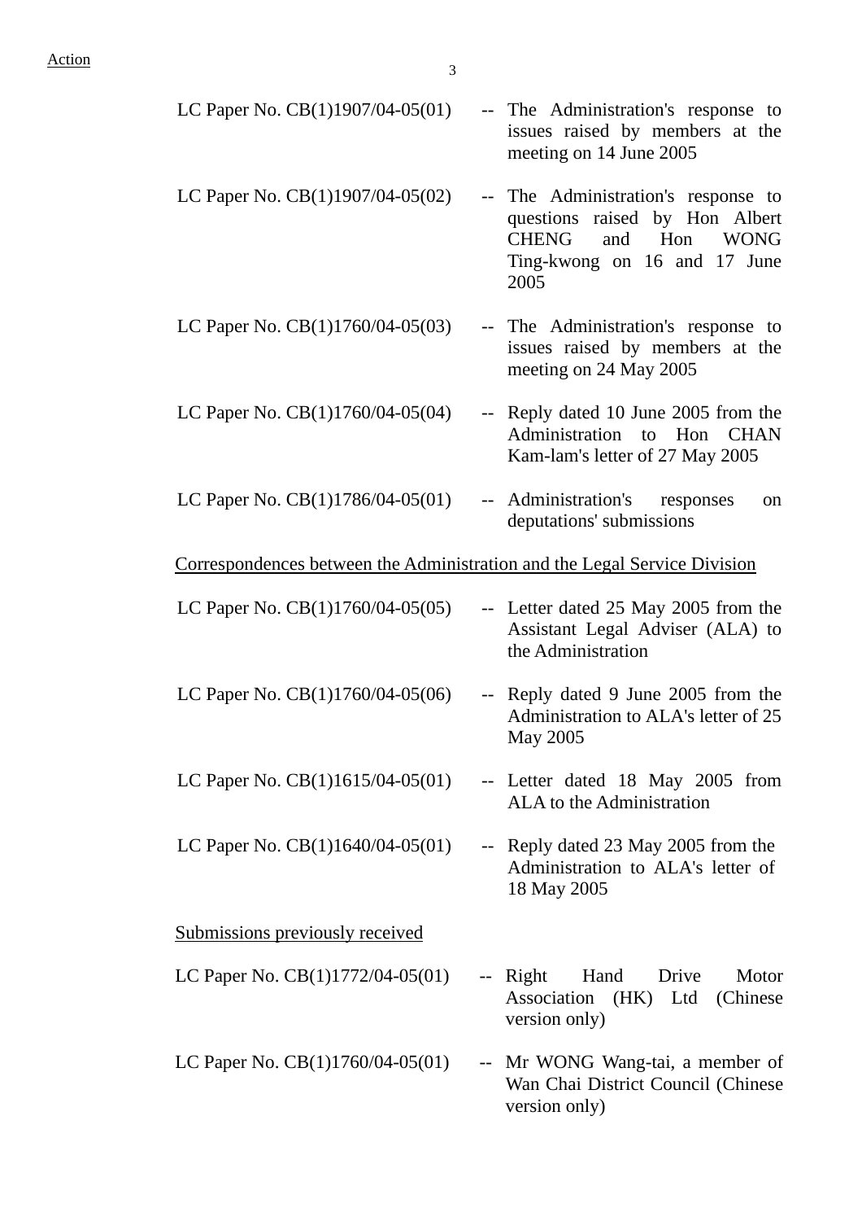LC Paper No. CB(1)1907/04-05(01) -- The Administration's response to issues raised by members at the meeting on 14 June 2005

LC Paper No. CB(1)1907/04-05(02) -- The Administration's response to questions raised by Hon Albert CHENG and Hon WONG Ting-kwong on 16 and 17 June 2005

LC Paper No. CB(1)1760/04-05(03) -- The Administration's response to issues raised by members at the meeting on 24 May 2005

LC Paper No. CB(1)1760/04-05(04) -- Reply dated 10 June 2005 from the Administration to Hon CHAN Kam-lam's letter of 27 May 2005

LC Paper No. CB(1)1786/04-05(01) -- Administration's responses on deputations' submissions

Correspondences between the Administration and the Legal Service Division

LC Paper No. CB(1)1760/04-05(05) -- Letter dated 25 May 2005 from the Assistant Legal Adviser (ALA) to the Administration

LC Paper No. CB(1)1760/04-05(06) -- Reply dated 9 June 2005 from the Administration to ALA's letter of 25 May 2005

LC Paper No. CB(1)1615/04-05(01) -- Letter dated 18 May 2005 from ALA to the Administration

LC Paper No. CB(1)1640/04-05(01) -- Reply dated 23 May 2005 from the Administration to ALA's letter of 18 May 2005

Submissions previously received

LC Paper No. CB(1)1772/04-05(01) -- Right Hand Drive Motor Association (HK) Ltd (Chinese version only)

LC Paper No. CB(1)1760/04-05(01) -- Mr WONG Wang-tai, a member of Wan Chai District Council (Chinese version only)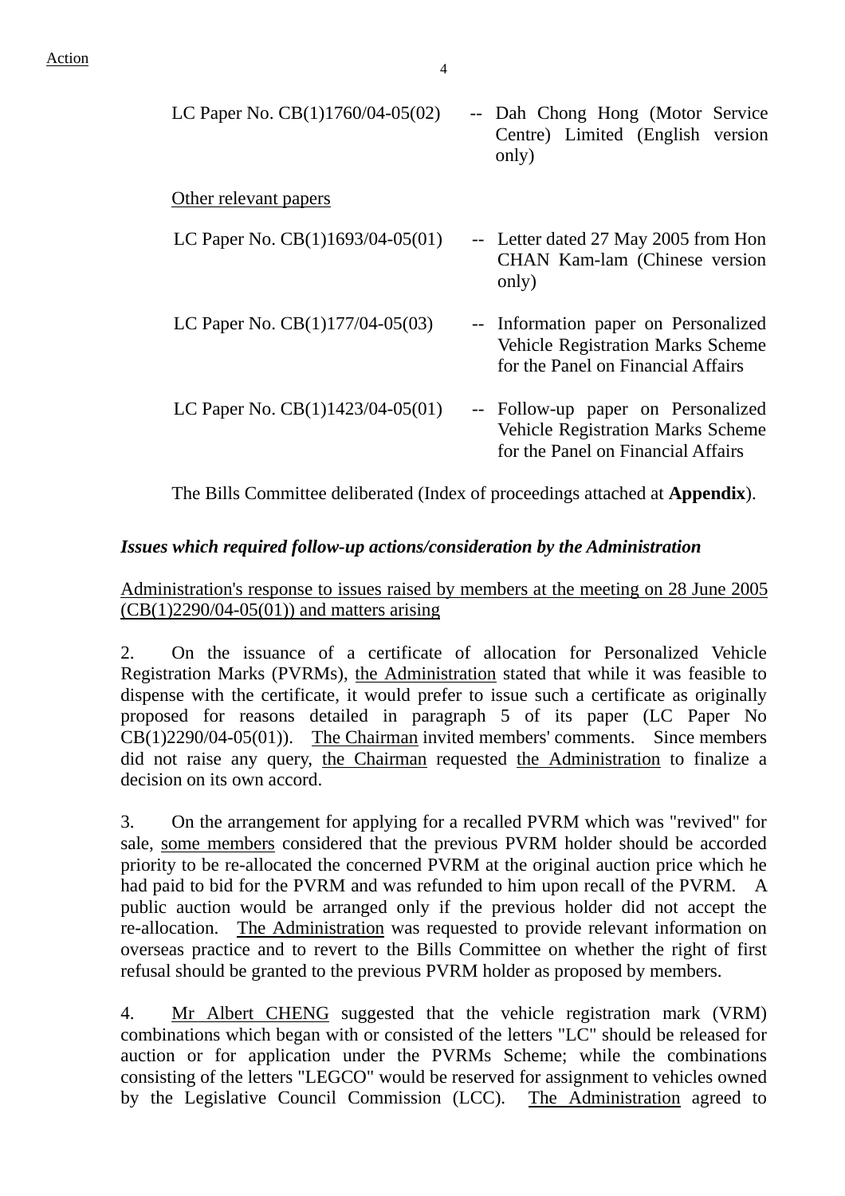Action

| | | |
|---|---|---|
| LC Paper No. CB(1)1760/04-05(02) | -- | Dah Chong Hong (Motor Service Centre) Limited (English version only) |

Other relevant papers

| | | |
|---|---|---|
| LC Paper No. CB(1)1693/04-05(01) | -- | Letter dated 27 May 2005 from Hon CHAN Kam-lam (Chinese version only) |
| LC Paper No. CB(1)177/04-05(03) | -- | Information paper on Personalized Vehicle Registration Marks Scheme for the Panel on Financial Affairs |
| LC Paper No. CB(1)1423/04-05(01) | -- | Follow-up paper on Personalized Vehicle Registration Marks Scheme for the Panel on Financial Affairs |

The Bills Committee deliberated (Index of proceedings attached at **Appendix**).

***Issues which required follow-up actions/consideration by the Administration***

Administration's response to issues raised by members at the meeting on 28 June 2005 (CB(1)2290/04-05(01)) and matters arising

2. On the issuance of a certificate of allocation for Personalized Vehicle Registration Marks (PVRMs), the Administration stated that while it was feasible to dispense with the certificate, it would prefer to issue such a certificate as originally proposed for reasons detailed in paragraph 5 of its paper (LC Paper No CB(1)2290/04-05(01)). The Chairman invited members' comments. Since members did not raise any query, the Chairman requested the Administration to finalize a decision on its own accord.

3. On the arrangement for applying for a recalled PVRM which was "revived" for sale, some members considered that the previous PVRM holder should be accorded priority to be re-allocated the concerned PVRM at the original auction price which he had paid to bid for the PVRM and was refunded to him upon recall of the PVRM. A public auction would be arranged only if the previous holder did not accept the re-allocation. The Administration was requested to provide relevant information on overseas practice and to revert to the Bills Committee on whether the right of first refusal should be granted to the previous PVRM holder as proposed by members.

4. Mr Albert CHENG suggested that the vehicle registration mark (VRM) combinations which began with or consisted of the letters "LC" should be released for auction or for application under the PVRMs Scheme; while the combinations consisting of the letters "LEGCO" would be reserved for assignment to vehicles owned by the Legislative Council Commission (LCC). The Administration agreed to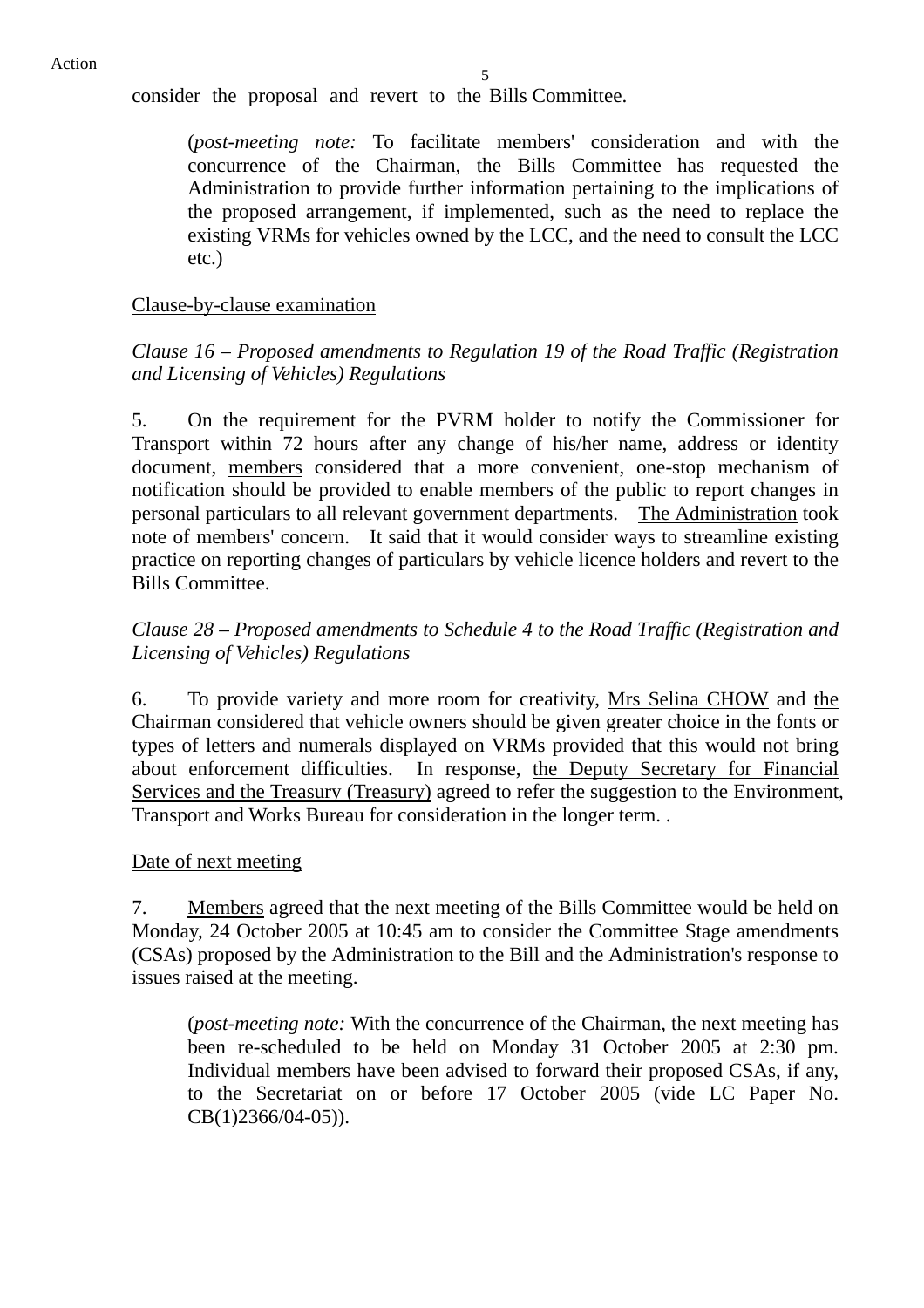Action

consider the proposal and revert to the Bills Committee.

> (*post-meeting note:* To facilitate members' consideration and with the concurrence of the Chairman, the Bills Committee has requested the Administration to provide further information pertaining to the implications of the proposed arrangement, if implemented, such as the need to replace the existing VRMs for vehicles owned by the LCC, and the need to consult the LCC etc.)

Clause-by-clause examination

*Clause 16 – Proposed amendments to Regulation 19 of the Road Traffic (Registration and Licensing of Vehicles) Regulations*

5. On the requirement for the PVRM holder to notify the Commissioner for Transport within 72 hours after any change of his/her name, address or identity document, members considered that a more convenient, one-stop mechanism of notification should be provided to enable members of the public to report changes in personal particulars to all relevant government departments. The Administration took note of members' concern. It said that it would consider ways to streamline existing practice on reporting changes of particulars by vehicle licence holders and revert to the Bills Committee.

*Clause 28 – Proposed amendments to Schedule 4 to the Road Traffic (Registration and Licensing of Vehicles) Regulations*

6. To provide variety and more room for creativity, Mrs Selina CHOW and the Chairman considered that vehicle owners should be given greater choice in the fonts or types of letters and numerals displayed on VRMs provided that this would not bring about enforcement difficulties. In response, the Deputy Secretary for Financial Services and the Treasury (Treasury) agreed to refer the suggestion to the Environment, Transport and Works Bureau for consideration in the longer term. .

Date of next meeting

7. Members agreed that the next meeting of the Bills Committee would be held on Monday, 24 October 2005 at 10:45 am to consider the Committee Stage amendments (CSAs) proposed by the Administration to the Bill and the Administration's response to issues raised at the meeting.

> (*post-meeting note:* With the concurrence of the Chairman, the next meeting has been re-scheduled to be held on Monday 31 October 2005 at 2:30 pm. Individual members have been advised to forward their proposed CSAs, if any, to the Secretariat on or before 17 October 2005 (vide LC Paper No. CB(1)2366/04-05)).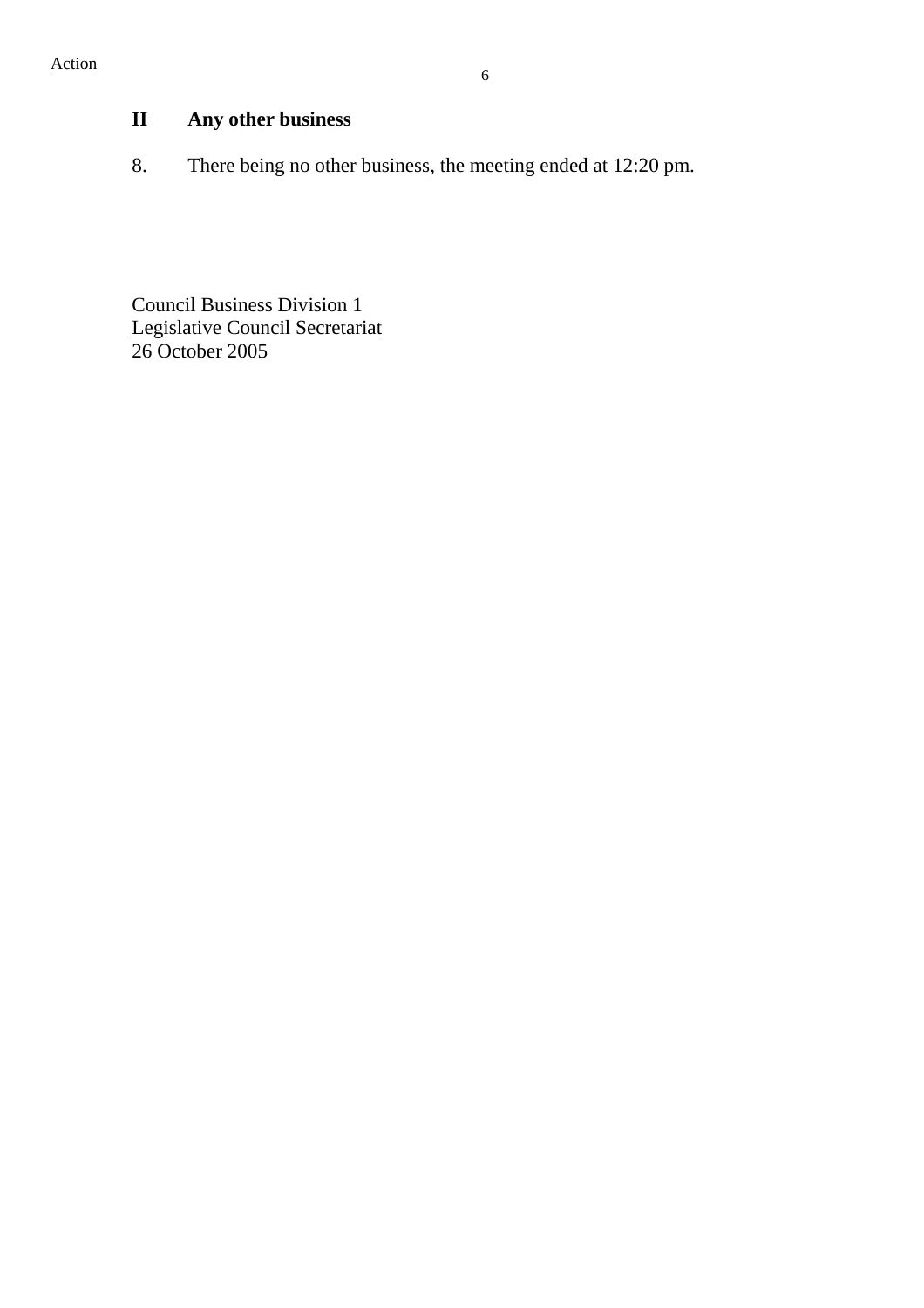Action

## II Any other business

8. There being no other business, the meeting ended at 12:20 pm.

Council Business Division 1
Legislative Council Secretariat
26 October 2005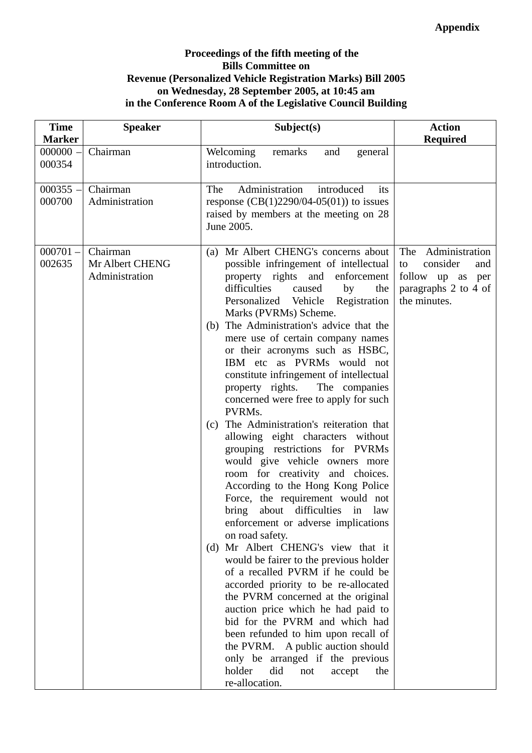**Appendix**

**Proceedings of the fifth meeting of the Bills Committee on Revenue (Personalized Vehicle Registration Marks) Bill 2005 on Wednesday, 28 September 2005, at 10:45 am in the Conference Room A of the Legislative Council Building**

| Time Marker | Speaker | Subject(s) | Action Required |
|---|---|---|---|
| 000000 – 000354 | Chairman | Welcoming remarks and general introduction. | |
| 000355 – 000700 | Chairman<br>Administration | The Administration introduced its response (CB(1)2290/04-05(01)) to issues raised by members at the meeting on 28 June 2005. | |
| 000701 – 002635 | Chairman<br>Mr Albert CHENG<br>Administration | (a) Mr Albert CHENG's concerns about possible infringement of intellectual property rights and enforcement difficulties caused by the Personalized Vehicle Registration Marks (PVRMs) Scheme.<br>(b) The Administration's advice that the mere use of certain company names or their acronyms such as HSBC, IBM etc as PVRMs would not constitute infringement of intellectual property rights. The companies concerned were free to apply for such PVRMs.<br>(c) The Administration's reiteration that allowing eight characters without grouping restrictions for PVRMs would give vehicle owners more room for creativity and choices. According to the Hong Kong Police Force, the requirement would not bring about difficulties in law enforcement or adverse implications on road safety.<br>(d) Mr Albert CHENG's view that it would be fairer to the previous holder of a recalled PVRM if he could be accorded priority to be re-allocated the PVRM concerned at the original auction price which he had paid to bid for the PVRM and which had been refunded to him upon recall of the PVRM. A public auction should only be arranged if the previous holder did not accept the re-allocation. | The Administration to consider and follow up as per paragraphs 2 to 4 of the minutes. |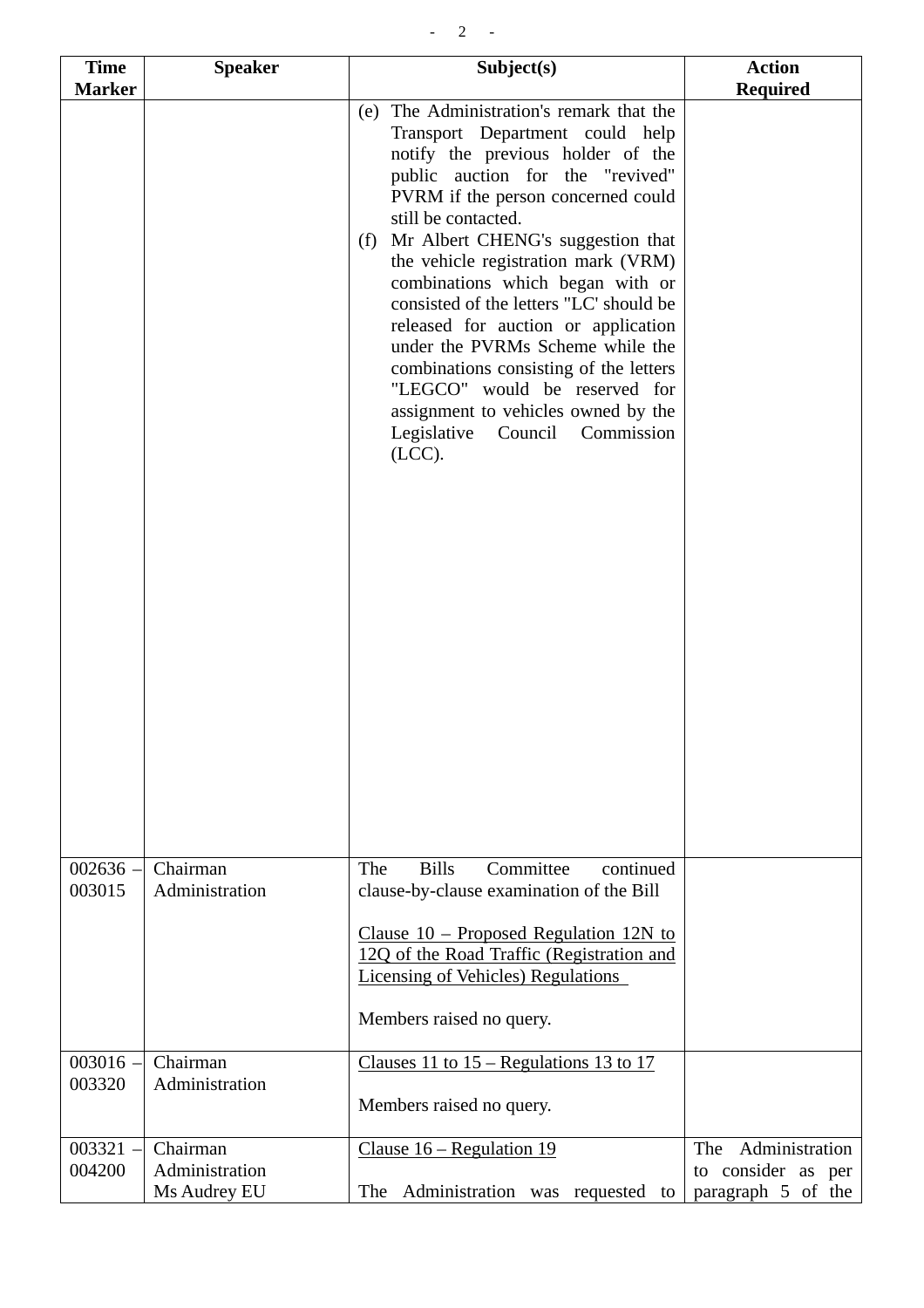| Time Marker | Speaker | Subject(s) | Action Required |
|---|---|---|---|
| | | (e) The Administration's remark that the Transport Department could help notify the previous holder of the public auction for the "revived" PVRM if the person concerned could still be contacted.<br>(f) Mr Albert CHENG's suggestion that the vehicle registration mark (VRM) combinations which began with or consisted of the letters "LC' should be released for auction or application under the PVRMs Scheme while the combinations consisting of the letters "LEGCO" would be reserved for assignment to vehicles owned by the Legislative Council Commission (LCC). | |
| 002636 – 003015 | Chairman<br>Administration | The Bills Committee continued clause-by-clause examination of the Bill<br><br><u>Clause 10 – Proposed Regulation 12N to 12Q of the Road Traffic (Registration and Licensing of Vehicles) Regulations</u><br><br>Members raised no query. | |
| 003016 – 003320 | Chairman<br>Administration | <u>Clauses 11 to 15 – Regulations 13 to 17</u><br><br>Members raised no query. | |
| 003321 – 004200 | Chairman<br>Administration<br>Ms Audrey EU | <u>Clause 16 – Regulation 19</u><br><br>The Administration was requested to | The Administration to consider as per paragraph 5 of the |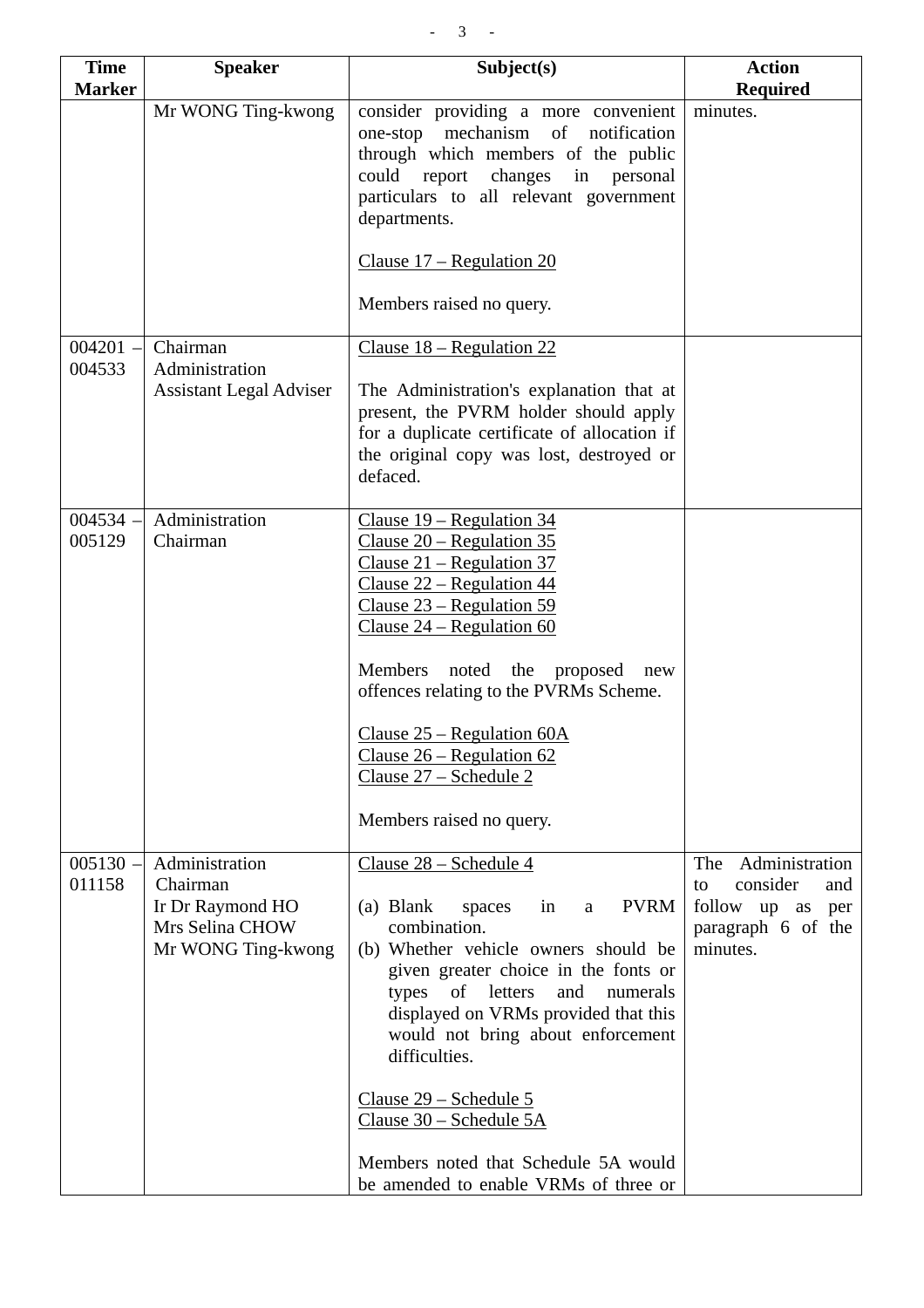| Time Marker | Speaker | Subject(s) | Action Required |
|---|---|---|---|
| | Mr WONG Ting-kwong | consider providing a more convenient one-stop mechanism of notification through which members of the public could report changes in personal particulars to all relevant government departments.<br><br>Clause 17 – Regulation 20<br><br>Members raised no query. | minutes. |
| 004201 – 004533 | Chairman<br>Administration<br>Assistant Legal Adviser | Clause 18 – Regulation 22<br><br>The Administration's explanation that at present, the PVRM holder should apply for a duplicate certificate of allocation if the original copy was lost, destroyed or defaced. | |
| 004534 – 005129 | Administration<br>Chairman | Clause 19 – Regulation 34<br>Clause 20 – Regulation 35<br>Clause 21 – Regulation 37<br>Clause 22 – Regulation 44<br>Clause 23 – Regulation 59<br>Clause 24 – Regulation 60<br><br>Members noted the proposed new offences relating to the PVRMs Scheme.<br><br>Clause 25 – Regulation 60A<br>Clause 26 – Regulation 62<br>Clause 27 – Schedule 2<br><br>Members raised no query. | |
| 005130 – 011158 | Administration<br>Chairman<br>Ir Dr Raymond HO<br>Mrs Selina CHOW<br>Mr WONG Ting-kwong | Clause 28 – Schedule 4<br><br>(a) Blank spaces in a PVRM combination.<br>(b) Whether vehicle owners should be given greater choice in the fonts or types of letters and numerals displayed on VRMs provided that this would not bring about enforcement difficulties.<br><br>Clause 29 – Schedule 5<br>Clause 30 – Schedule 5A<br><br>Members noted that Schedule 5A would be amended to enable VRMs of three or | The Administration to consider and follow up as per paragraph 6 of the minutes. |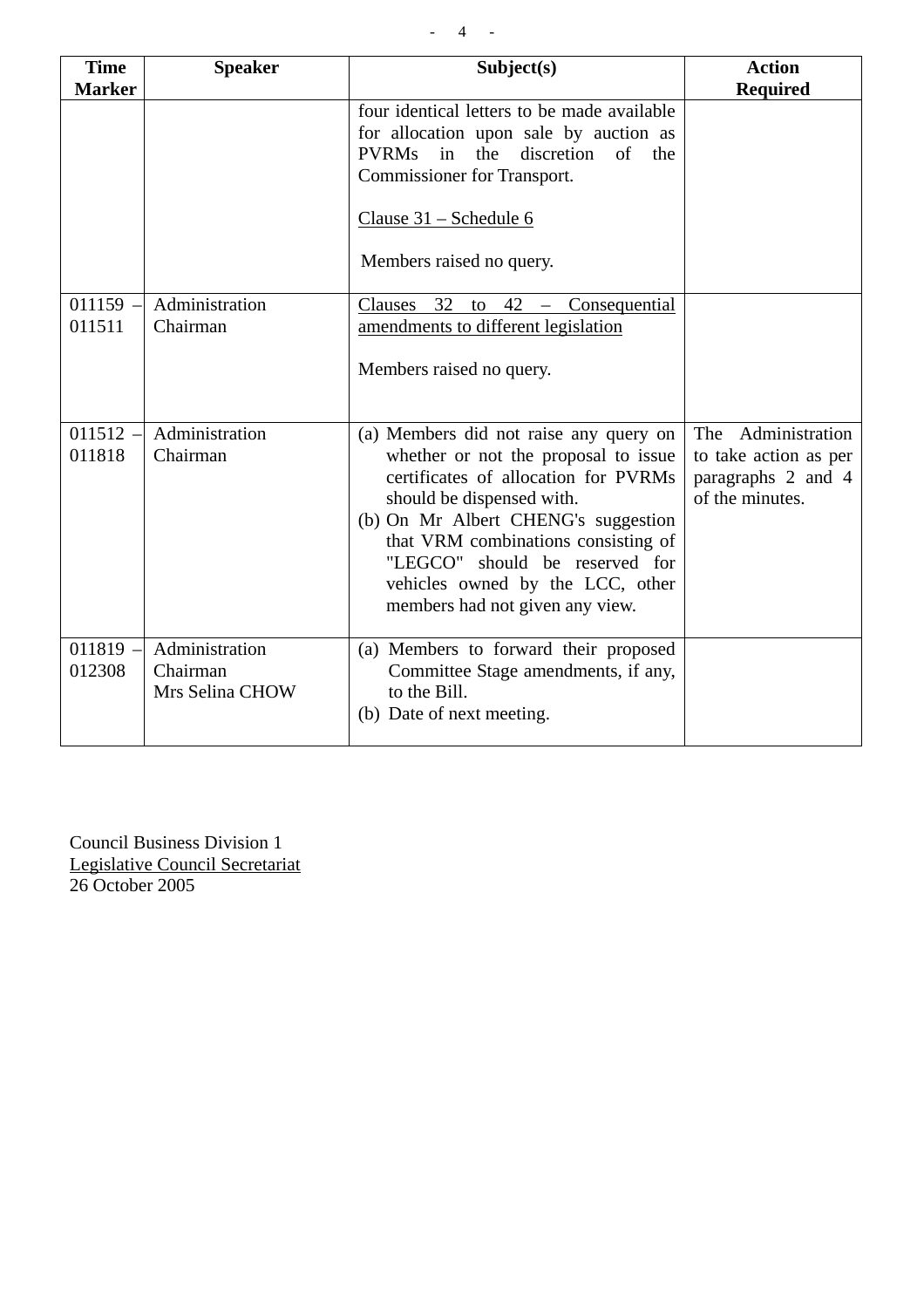| Time Marker | Speaker | Subject(s) | Action Required |
|---|---|---|---|
| | | four identical letters to be made available for allocation upon sale by auction as PVRMs in the discretion of the Commissioner for Transport.<br><br>Clause 31 – Schedule 6<br><br>Members raised no query. | |
| 011159 – 011511 | Administration<br>Chairman | Clauses 32 to 42 – Consequential amendments to different legislation<br><br>Members raised no query. | |
| 011512 – 011818 | Administration<br>Chairman | (a) Members did not raise any query on whether or not the proposal to issue certificates of allocation for PVRMs should be dispensed with.<br>(b) On Mr Albert CHENG's suggestion that VRM combinations consisting of "LEGCO" should be reserved for vehicles owned by the LCC, other members had not given any view. | The Administration to take action as per paragraphs 2 and 4 of the minutes. |
| 011819 – 012308 | Administration<br>Chairman<br>Mrs Selina CHOW | (a) Members to forward their proposed Committee Stage amendments, if any, to the Bill.<br>(b) Date of next meeting. | |

Council Business Division 1
Legislative Council Secretariat
26 October 2005